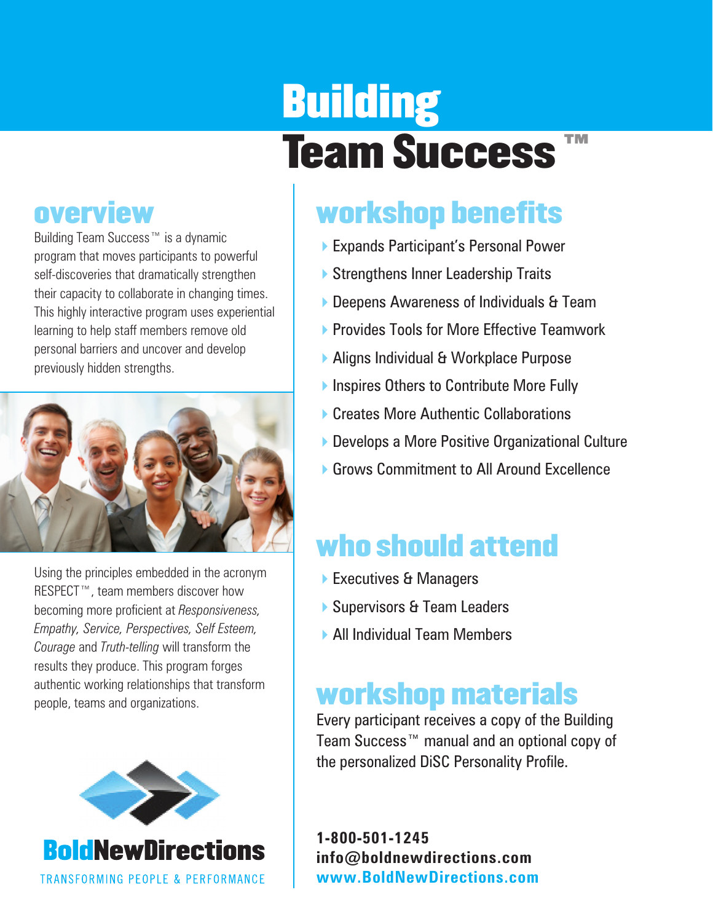# Building Team Success™

## overview

Building Team Success™ is a dynamic program that moves participants to powerful self-discoveries that dramatically strengthen their capacity to collaborate in changing times. This highly interactive program uses experiential learning to help staff members remove old personal barriers and uncover and develop previously hidden strengths.

Using the principles embedded in the acronym RESPECT™, team members discover how becoming more proficient at *Responsiveness, Empathy, Service, Perspectives, Self Esteem, Courage* and *Truth-telling* will transform the results they produce. This program forges authentic working relationships that transform people, teams and organizations.

**BoldNewDirections**

TRANSFORMING PEOPLE & PERFORMANCE

## workshop benefits

- Expands Participant's Personal Power
- Strengthens Inner Leadership Traits
- Deepens Awareness of Individuals & Team
- Provides Tools for More Effective Teamwork
- Aligns Individual & Workplace Purpose
- Inspires Others to Contribute More Fully
- Creates More Authentic Collaborations
- Develops a More Positive Organizational Culture
- Grows Commitment to All Around Excellence

## who should attend

- Executives & Managers
- Supervisors & Team Leaders
- All Individual Team Members

## workshop materials

Every participant receives a copy of the Building Team Success™ manual and an optional copy of the personalized DiSC Personality Profile.

**1-800-501-1245**
**info@boldnewdirections.com**
**www.BoldNewDirections.com**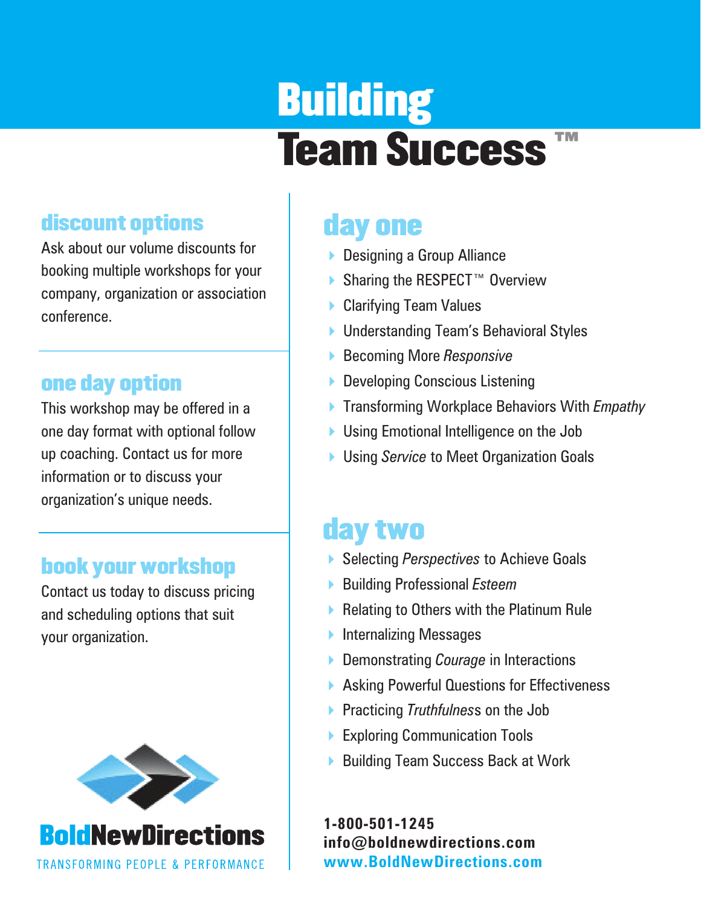# Building Team Success™

## discount options

Ask about our volume discounts for booking multiple workshops for your company, organization or association conference.

## one day option

This workshop may be offered in a one day format with optional follow up coaching. Contact us for more information or to discuss your organization's unique needs.

## book your workshop

Contact us today to discuss pricing and scheduling options that suit your organization.

**BoldNewDirections**

TRANSFORMING PEOPLE & PERFORMANCE

## day one

- Designing a Group Alliance
- Sharing the RESPECT™ Overview
- Clarifying Team Values
- Understanding Team's Behavioral Styles
- Becoming More *Responsive*
- Developing Conscious Listening
- Transforming Workplace Behaviors With *Empathy*
- Using Emotional Intelligence on the Job
- Using *Service* to Meet Organization Goals

## day two

- Selecting *Perspectives* to Achieve Goals
- Building Professional *Esteem*
- Relating to Others with the Platinum Rule
- Internalizing Messages
- Demonstrating *Courage* in Interactions
- Asking Powerful Questions for Effectiveness
- Practicing *Truthfulness* on the Job
- Exploring Communication Tools
- Building Team Success Back at Work

**1-800-501-1245**
**info@boldnewdirections.com**
**www.BoldNewDirections.com**